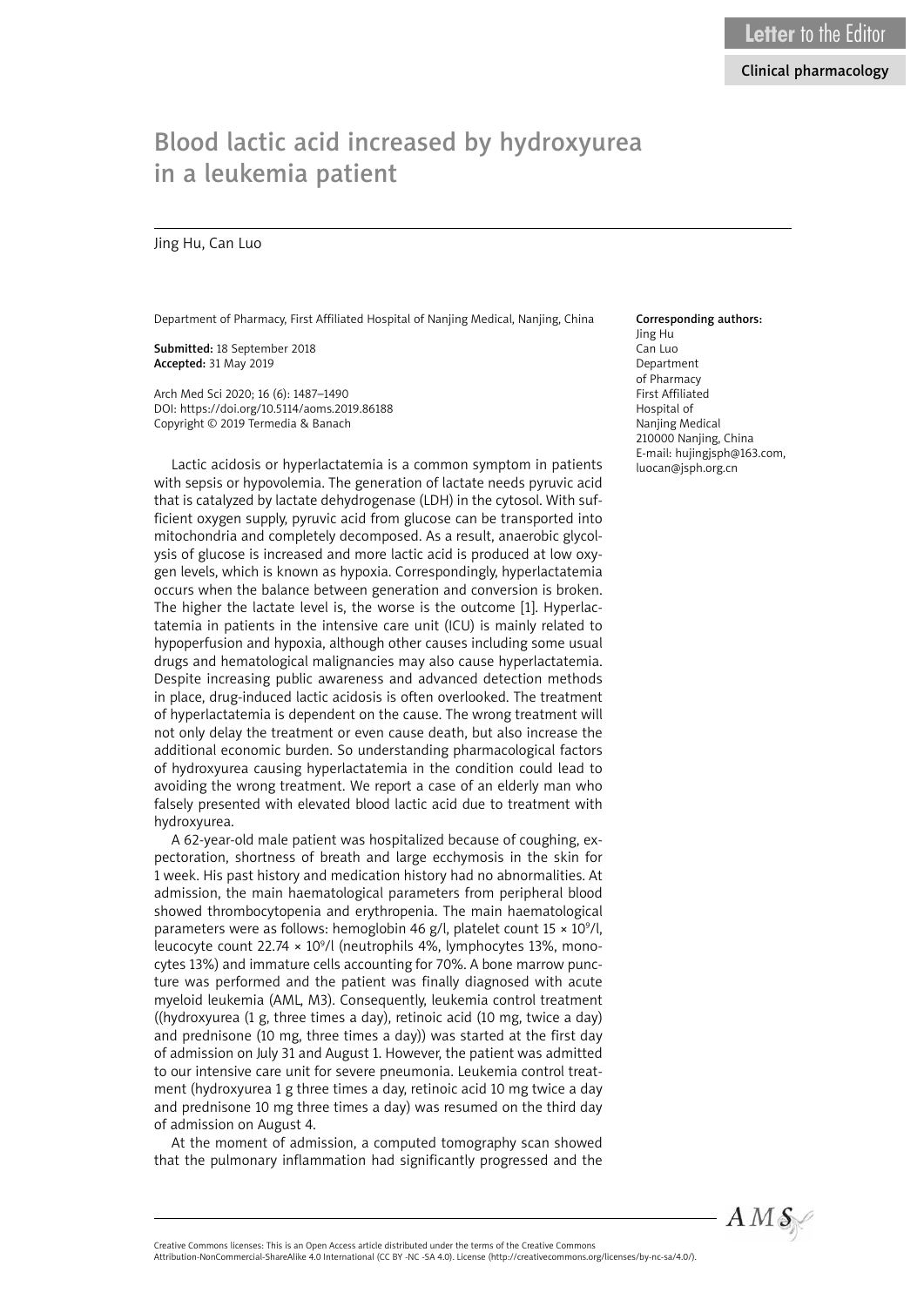Letter to the Editor

Clinical pharmacology

# Blood lactic acid increased by hydroxyurea in a leukemia patient

Jing Hu, Can Luo

Department of Pharmacy, First Affiliated Hospital of Nanjing Medical, Nanjing, China

**Submitted:** 18 September 2018
**Accepted:** 31 May 2019

Arch Med Sci 2020; 16 (6): 1487–1490
DOI: https://doi.org/10.5114/aoms.2019.86188
Copyright © 2019 Termedia & Banach

**Corresponding authors:**
Jing Hu
Can Luo
Department of Pharmacy
First Affiliated Hospital of Nanjing Medical
210000 Nanjing, China
E-mail: hujingjsph@163.com, luocan@jsph.org.cn

Lactic acidosis or hyperlactatemia is a common symptom in patients with sepsis or hypovolemia. The generation of lactate needs pyruvic acid that is catalyzed by lactate dehydrogenase (LDH) in the cytosol. With sufficient oxygen supply, pyruvic acid from glucose can be transported into mitochondria and completely decomposed. As a result, anaerobic glycolysis of glucose is increased and more lactic acid is produced at low oxygen levels, which is known as hypoxia. Correspondingly, hyperlactatemia occurs when the balance between generation and conversion is broken. The higher the lactate level is, the worse is the outcome [1]. Hyperlactatemia in patients in the intensive care unit (ICU) is mainly related to hypoperfusion and hypoxia, although other causes including some usual drugs and hematological malignancies may also cause hyperlactatemia. Despite increasing public awareness and advanced detection methods in place, drug-induced lactic acidosis is often overlooked. The treatment of hyperlactatemia is dependent on the cause. The wrong treatment will not only delay the treatment or even cause death, but also increase the additional economic burden. So understanding pharmacological factors of hydroxyurea causing hyperlactatemia in the condition could lead to avoiding the wrong treatment. We report a case of an elderly man who falsely presented with elevated blood lactic acid due to treatment with hydroxyurea.

A 62-year-old male patient was hospitalized because of coughing, expectoration, shortness of breath and large ecchymosis in the skin for 1 week. His past history and medication history had no abnormalities. At admission, the main haematological parameters from peripheral blood showed thrombocytopenia and erythropenia. The main haematological parameters were as follows: hemoglobin 46 g/l, platelet count 15 × $10^9$/l, leucocyte count 22.74 × $10^9$/l (neutrophils 4%, lymphocytes 13%, monocytes 13%) and immature cells accounting for 70%. A bone marrow puncture was performed and the patient was finally diagnosed with acute myeloid leukemia (AML, M3). Consequently, leukemia control treatment ((hydroxyurea (1 g, three times a day), retinoic acid (10 mg, twice a day) and prednisone (10 mg, three times a day)) was started at the first day of admission on July 31 and August 1. However, the patient was admitted to our intensive care unit for severe pneumonia. Leukemia control treatment (hydroxyurea 1 g three times a day, retinoic acid 10 mg twice a day and prednisone 10 mg three times a day) was resumed on the third day of admission on August 4.

At the moment of admission, a computed tomography scan showed that the pulmonary inflammation had significantly progressed and the

Creative Commons licenses: This is an Open Access article distributed under the terms of the Creative Commons Attribution-NonCommercial-ShareAlike 4.0 International (CC BY -NC -SA 4.0). License (http://creativecommons.org/licenses/by-nc-sa/4.0/).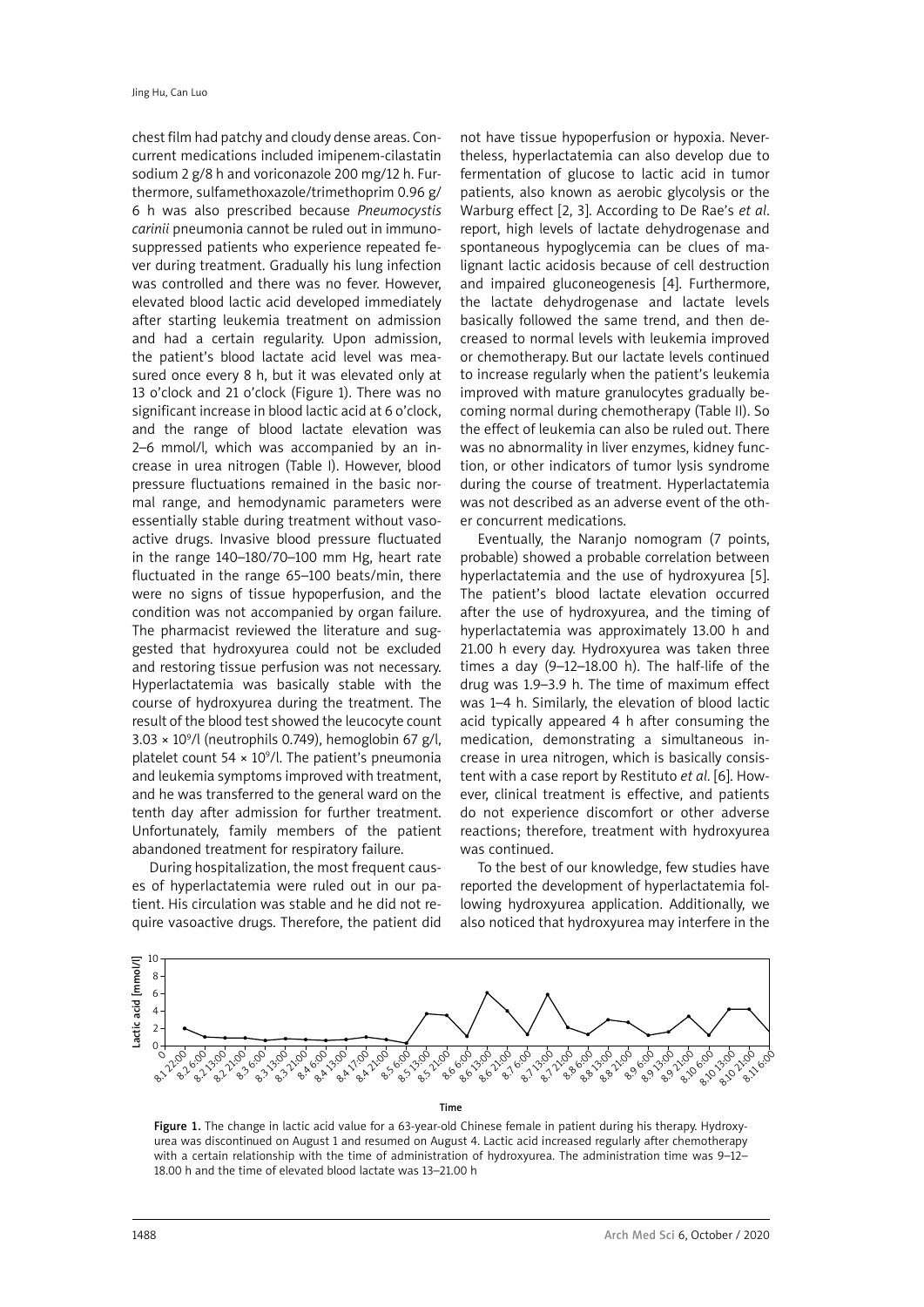chest film had patchy and cloudy dense areas. Concurrent medications included imipenem-cilastatin sodium 2 g/8 h and voriconazole 200 mg/12 h. Furthermore, sulfamethoxazole/trimethoprim 0.96 g/6 h was also prescribed because *Pneumocystis carinii* pneumonia cannot be ruled out in immunosuppressed patients who experience repeated fever during treatment. Gradually his lung infection was controlled and there was no fever. However, elevated blood lactic acid developed immediately after starting leukemia treatment on admission and had a certain regularity. Upon admission, the patient's blood lactate acid level was measured once every 8 h, but it was elevated only at 13 o'clock and 21 o'clock (Figure 1). There was no significant increase in blood lactic acid at 6 o'clock, and the range of blood lactate elevation was 2–6 mmol/l, which was accompanied by an increase in urea nitrogen (Table I). However, blood pressure fluctuations remained in the basic normal range, and hemodynamic parameters were essentially stable during treatment without vasoactive drugs. Invasive blood pressure fluctuated in the range 140–180/70–100 mm Hg, heart rate fluctuated in the range 65–100 beats/min, there were no signs of tissue hypoperfusion, and the condition was not accompanied by organ failure. The pharmacist reviewed the literature and suggested that hydroxyurea could not be excluded and restoring tissue perfusion was not necessary. Hyperlactatemia was basically stable with the course of hydroxyurea during the treatment. The result of the blood test showed the leucocyte count $3.03 \times 10^9$/l (neutrophils 0.749), hemoglobin 67 g/l, platelet count $54 \times 10^9$/l. The patient's pneumonia and leukemia symptoms improved with treatment, and he was transferred to the general ward on the tenth day after admission for further treatment. Unfortunately, family members of the patient abandoned treatment for respiratory failure.

During hospitalization, the most frequent causes of hyperlactatemia were ruled out in our patient. His circulation was stable and he did not require vasoactive drugs. Therefore, the patient did not have tissue hypoperfusion or hypoxia. Nevertheless, hyperlactatemia can also develop due to fermentation of glucose to lactic acid in tumor patients, also known as aerobic glycolysis or the Warburg effect [2, 3]. According to De Rae's *et al*. report, high levels of lactate dehydrogenase and spontaneous hypoglycemia can be clues of malignant lactic acidosis because of cell destruction and impaired gluconeogenesis [4]. Furthermore, the lactate dehydrogenase and lactate levels basically followed the same trend, and then decreased to normal levels with leukemia improved or chemotherapy. But our lactate levels continued to increase regularly when the patient's leukemia improved with mature granulocytes gradually becoming normal during chemotherapy (Table II). So the effect of leukemia can also be ruled out. There was no abnormality in liver enzymes, kidney function, or other indicators of tumor lysis syndrome during the course of treatment. Hyperlactatemia was not described as an adverse event of the other concurrent medications.

Eventually, the Naranjo nomogram (7 points, probable) showed a probable correlation between hyperlactatemia and the use of hydroxyurea [5]. The patient's blood lactate elevation occurred after the use of hydroxyurea, and the timing of hyperlactatemia was approximately 13.00 h and 21.00 h every day. Hydroxyurea was taken three times a day (9–12–18.00 h). The half-life of the drug was 1.9–3.9 h. The time of maximum effect was 1–4 h. Similarly, the elevation of blood lactic acid typically appeared 4 h after consuming the medication, demonstrating a simultaneous increase in urea nitrogen, which is basically consistent with a case report by Restituto *et al*. [6]. However, clinical treatment is effective, and patients do not experience discomfort or other adverse reactions; therefore, treatment with hydroxyurea was continued.

To the best of our knowledge, few studies have reported the development of hyperlactatemia following hydroxyurea application. Additionally, we also noticed that hydroxyurea may interfere in the

Figure 1. The change in lactic acid value for a 63-year-old Chinese female in patient during his therapy. Hydroxyurea was discontinued on August 1 and resumed on August 4. Lactic acid increased regularly after chemotherapy with a certain relationship with the time of administration of hydroxyurea. The administration time was 9–12–18.00 h and the time of elevated blood lactate was 13–21.00 h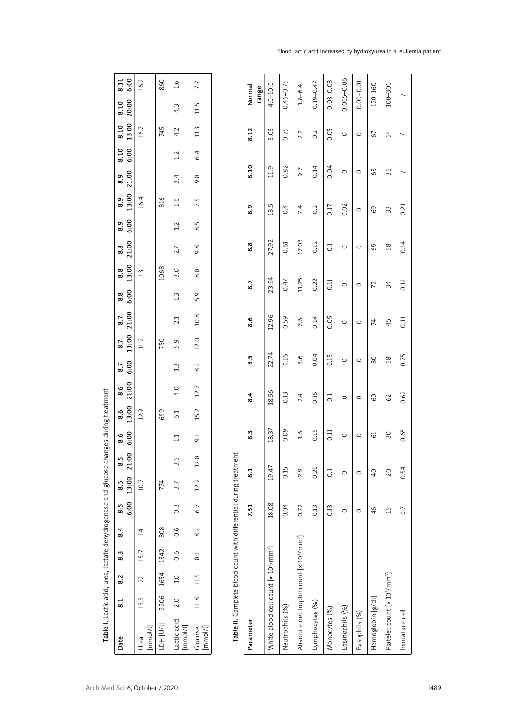**Table I.** Lactic acid, urea, lactate dehydrogenase and glucose changes during treatment

| Date | 8.1 | 8.2 | 8.3 | 8.4 | 8.5 6:00 | 8.5 13:00 | 8.5 21:00 | 8.6 6:00 | 8.6 13:00 | 8.6 21:00 | 8.7 6:00 | 8.7 13:00 | 8.7 21:00 | 8.8 6:00 | 8.8 13:00 | 8.8 21:00 | 8.9 6:00 | 8.9 13:00 | 8.9 21:00 | 8.10 6:00 | 8.10 13:00 | 8.10 20:00 | 8.11 6:00 |
|---|---|---|---|---|---|---|---|---|---|---|---|---|---|---|---|---|---|---|---|---|---|---|---|
| Urea [mmol/l] | 13.3 | 22 | 15.7 | 14 | | 10.7 | | | 12.9 | | | 11.2 | | | 13 | | | 16.4 | | | 16.7 | | 16.2 |
| LDH [U/l] | 2206 | 1654 | 1342 | 808 | | 774 | | | 659 | | | 750 | | | 1068 | | | 816 | | | 745 | | 860 |
| Lactic acid [mmol/l] | 2.0 | 1.0 | 0.6 | 0.6 | 0.3 | 3.7 | 3.5 | 1.1 | 6.1 | 4.0 | 1.3 | 5.9 | 2.1 | 1.3 | 3.0 | 2.7 | 1.2 | 1.6 | 3.4 | 1.2 | 4.2 | 4.3 | 1.6 |
| Glucose [mmol/l] | 11.8 | 11.5 | 8.1 | 8.2 | 6.7 | 12.2 | 12.8 | 9.1 | 15.2 | 12.7 | 8.2 | 12.0 | 10.8 | 5.9 | 8.8 | 9.8 | 8.5 | 7.5 | 9.8 | 6.4 | 11.3 | 11.5 | 7.7 |

**Table II.** Complete blood count with differential during treatment

| Parameter | 7.31 | 8.1 | 8.3 | 8.4 | 8.5 | 8.6 | 8.7 | 8.8 | 8.9 | 8.10 | 8.12 | Normal range |
|---|---|---|---|---|---|---|---|---|---|---|---|---|
| White blood cell count [× 10³/mm³] | 18.08 | 19.47 | 18.37 | 18.56 | 22.74 | 12.96 | 23.94 | 27.92 | 18.5 | 11.9 | 3.03 | 4.0–10.0 |
| Neutrophils (%) | 0.04 | 0.15 | 0.09 | 0.13 | 0.16 | 0.59 | 0.47 | 0.61 | 0.4 | 0.82 | 0.75 | 0.46–0.75 |
| Absolute neutrophil count [× 10³/mm³] | 0.72 | 2.9 | 1.6 | 2.4 | 3.6 | 7.6 | 11.25 | 17.03 | 7.4 | 9.7 | 2.2 | 1.8–6.4 |
| Lymphocytes (%) | 0.13 | 0.21 | 0.15 | 0.15 | 0.04 | 0.14 | 0.22 | 0.12 | 0.2 | 0.14 | 0.2 | 0.19–0.47 |
| Monocytes (%) | 0.13 | 0.1 | 0.11 | 0.1 | 0.15 | 0.05 | 0.11 | 0.1 | 0.17 | 0.04 | 0.05 | 0.03–0.08 |
| Eosinophils (%) | 0 | 0 | 0 | 0 | 0 | 0 | 0 | 0 | 0.02 | 0 | 0 | 0.005–0.06 |
| Basophils (%) | 0 | 0 | 0 | 0 | 0 | 0 | 0 | 0 | 0 | 0 | 0 | 0.00–0.01 |
| Hemoglobin [g/dl] | 46 | 40 | 61 | 60 | 80 | 74 | 72 | 69 | 69 | 63 | 67 | 120–160 |
| Platelet count [× 10³/mm³] | 15 | 20 | 30 | 62 | 58 | 45 | 34 | 58 | 33 | 35 | 54 | 100–300 |
| Immature cell | 0.7 | 0.54 | 0.65 | 0.62 | 0.75 | 0.11 | 0.12 | 0.14 | 0.21 | / | / | / |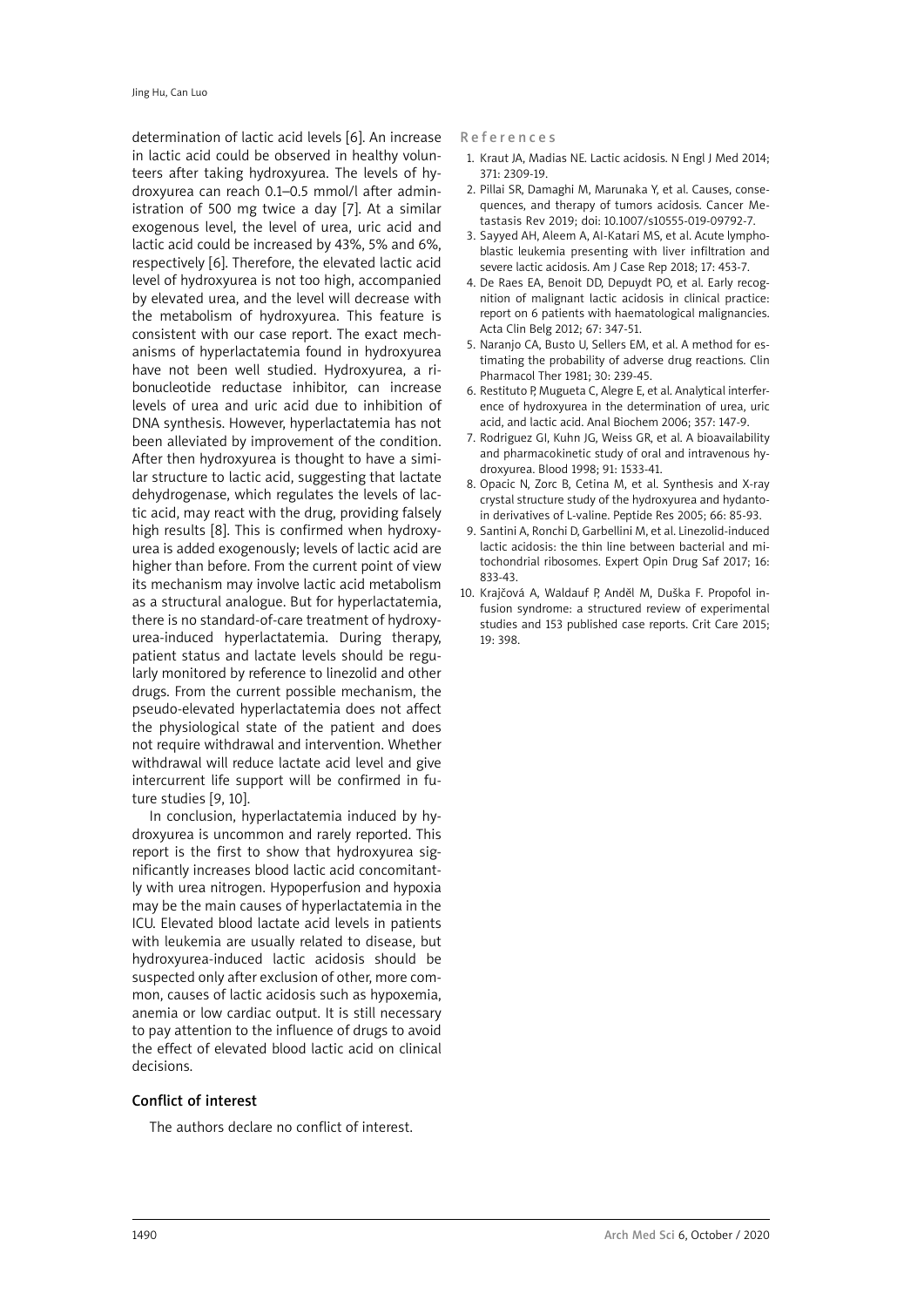determination of lactic acid levels [6]. An increase in lactic acid could be observed in healthy volunteers after taking hydroxyurea. The levels of hydroxyurea can reach 0.1–0.5 mmol/l after administration of 500 mg twice a day [7]. At a similar exogenous level, the level of urea, uric acid and lactic acid could be increased by 43%, 5% and 6%, respectively [6]. Therefore, the elevated lactic acid level of hydroxyurea is not too high, accompanied by elevated urea, and the level will decrease with the metabolism of hydroxyurea. This feature is consistent with our case report. The exact mechanisms of hyperlactatemia found in hydroxyurea have not been well studied. Hydroxyurea, a ribonucleotide reductase inhibitor, can increase levels of urea and uric acid due to inhibition of DNA synthesis. However, hyperlactatemia has not been alleviated by improvement of the condition. After then hydroxyurea is thought to have a similar structure to lactic acid, suggesting that lactate dehydrogenase, which regulates the levels of lactic acid, may react with the drug, providing falsely high results [8]. This is confirmed when hydroxyurea is added exogenously; levels of lactic acid are higher than before. From the current point of view its mechanism may involve lactic acid metabolism as a structural analogue. But for hyperlactatemia, there is no standard-of-care treatment of hydroxyurea-induced hyperlactatemia. During therapy, patient status and lactate levels should be regularly monitored by reference to linezolid and other drugs. From the current possible mechanism, the pseudo-elevated hyperlactatemia does not affect the physiological state of the patient and does not require withdrawal and intervention. Whether withdrawal will reduce lactate acid level and give intercurrent life support will be confirmed in future studies [9, 10].

In conclusion, hyperlactatemia induced by hydroxyurea is uncommon and rarely reported. This report is the first to show that hydroxyurea significantly increases blood lactic acid concomitantly with urea nitrogen. Hypoperfusion and hypoxia may be the main causes of hyperlactatemia in the ICU. Elevated blood lactate acid levels in patients with leukemia are usually related to disease, but hydroxyurea-induced lactic acidosis should be suspected only after exclusion of other, more common, causes of lactic acidosis such as hypoxemia, anemia or low cardiac output. It is still necessary to pay attention to the influence of drugs to avoid the effect of elevated blood lactic acid on clinical decisions.

## Conflict of interest

The authors declare no conflict of interest.

## References

1. Kraut JA, Madias NE. Lactic acidosis. N Engl J Med 2014; 371: 2309-19.
2. Pillai SR, Damaghi M, Marunaka Y, et al. Causes, consequences, and therapy of tumors acidosis. Cancer Metastasis Rev 2019; doi: 10.1007/s10555-019-09792-7.
3. Sayyed AH, Aleem A, Al-Katari MS, et al. Acute lymphoblastic leukemia presenting with liver infiltration and severe lactic acidosis. Am J Case Rep 2018; 17: 453-7.
4. De Raes EA, Benoit DD, Depuydt PO, et al. Early recognition of malignant lactic acidosis in clinical practice: report on 6 patients with haematological malignancies. Acta Clin Belg 2012; 67: 347-51.
5. Naranjo CA, Busto U, Sellers EM, et al. A method for estimating the probability of adverse drug reactions. Clin Pharmacol Ther 1981; 30: 239-45.
6. Restituto P, Mugueta C, Alegre E, et al. Analytical interference of hydroxyurea in the determination of urea, uric acid, and lactic acid. Anal Biochem 2006; 357: 147-9.
7. Rodriguez GI, Kuhn JG, Weiss GR, et al. A bioavailability and pharmacokinetic study of oral and intravenous hydroxyurea. Blood 1998; 91: 1533-41.
8. Opacic N, Zorc B, Cetina M, et al. Synthesis and X-ray crystal structure study of the hydroxyurea and hydantoin derivatives of L-valine. Peptide Res 2005; 66: 85-93.
9. Santini A, Ronchi D, Garbellini M, et al. Linezolid-induced lactic acidosis: the thin line between bacterial and mitochondrial ribosomes. Expert Opin Drug Saf 2017; 16: 833-43.
10. Krajčová A, Waldauf P, Anděl M, Duška F. Propofol infusion syndrome: a structured review of experimental studies and 153 published case reports. Crit Care 2015; 19: 398.